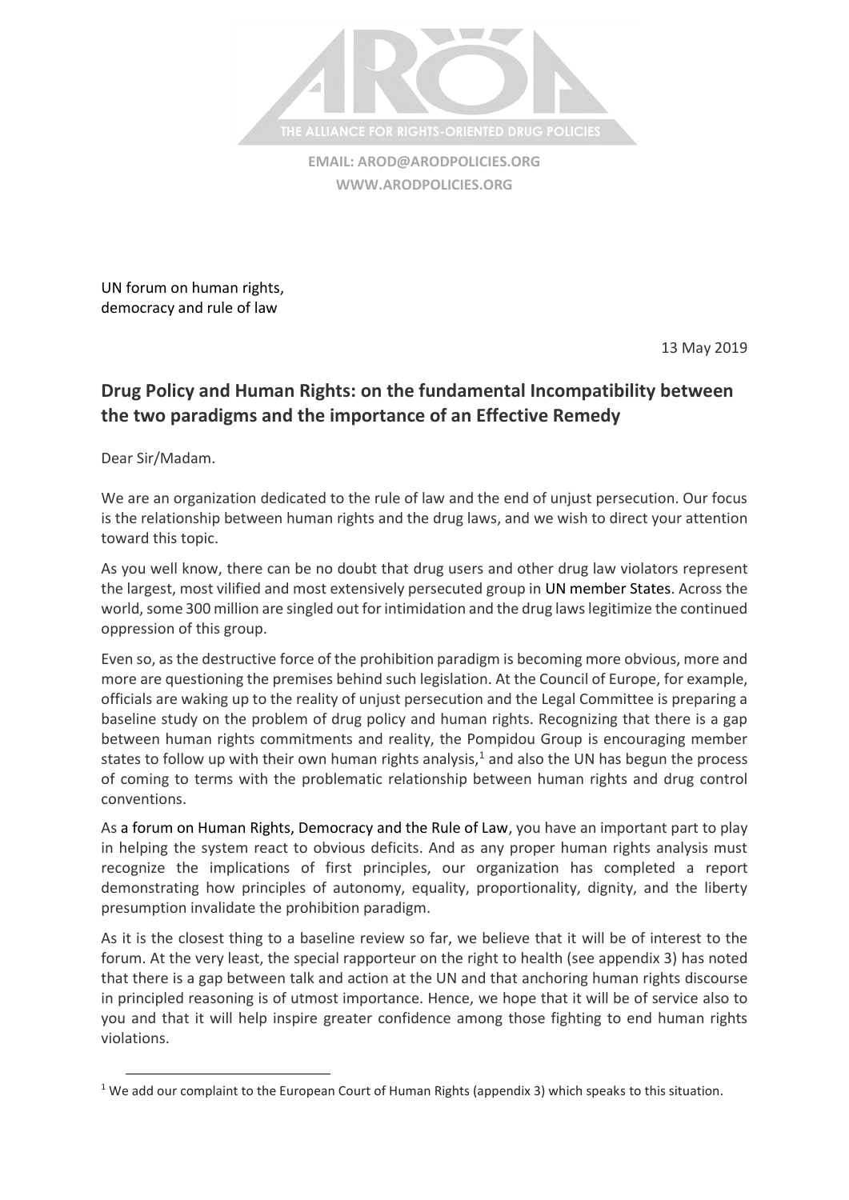THE ALLIANCE FOR RIGHTS-ORIENTED DRUG POLICIES

**EMAIL: AROD@ARODPOLICIES.ORG**
**WWW.ARODPOLICIES.ORG**

UN forum on human rights,
democracy and rule of law

13 May 2019

## Drug Policy and Human Rights: on the fundamental Incompatibility between the two paradigms and the importance of an Effective Remedy

Dear Sir/Madam.

We are an organization dedicated to the rule of law and the end of unjust persecution. Our focus is the relationship between human rights and the drug laws, and we wish to direct your attention toward this topic.

As you well know, there can be no doubt that drug users and other drug law violators represent the largest, most vilified and most extensively persecuted group in UN member States. Across the world, some 300 million are singled out for intimidation and the drug laws legitimize the continued oppression of this group.

Even so, as the destructive force of the prohibition paradigm is becoming more obvious, more and more are questioning the premises behind such legislation. At the Council of Europe, for example, officials are waking up to the reality of unjust persecution and the Legal Committee is preparing a baseline study on the problem of drug policy and human rights. Recognizing that there is a gap between human rights commitments and reality, the Pompidou Group is encouraging member states to follow up with their own human rights analysis,[1] and also the UN has begun the process of coming to terms with the problematic relationship between human rights and drug control conventions.

As a forum on Human Rights, Democracy and the Rule of Law, you have an important part to play in helping the system react to obvious deficits. And as any proper human rights analysis must recognize the implications of first principles, our organization has completed a report demonstrating how principles of autonomy, equality, proportionality, dignity, and the liberty presumption invalidate the prohibition paradigm.

As it is the closest thing to a baseline review so far, we believe that it will be of interest to the forum. At the very least, the special rapporteur on the right to health (see appendix 3) has noted that there is a gap between talk and action at the UN and that anchoring human rights discourse in principled reasoning is of utmost importance. Hence, we hope that it will be of service also to you and that it will help inspire greater confidence among those fighting to end human rights violations.

[1] We add our complaint to the European Court of Human Rights (appendix 3) which speaks to this situation.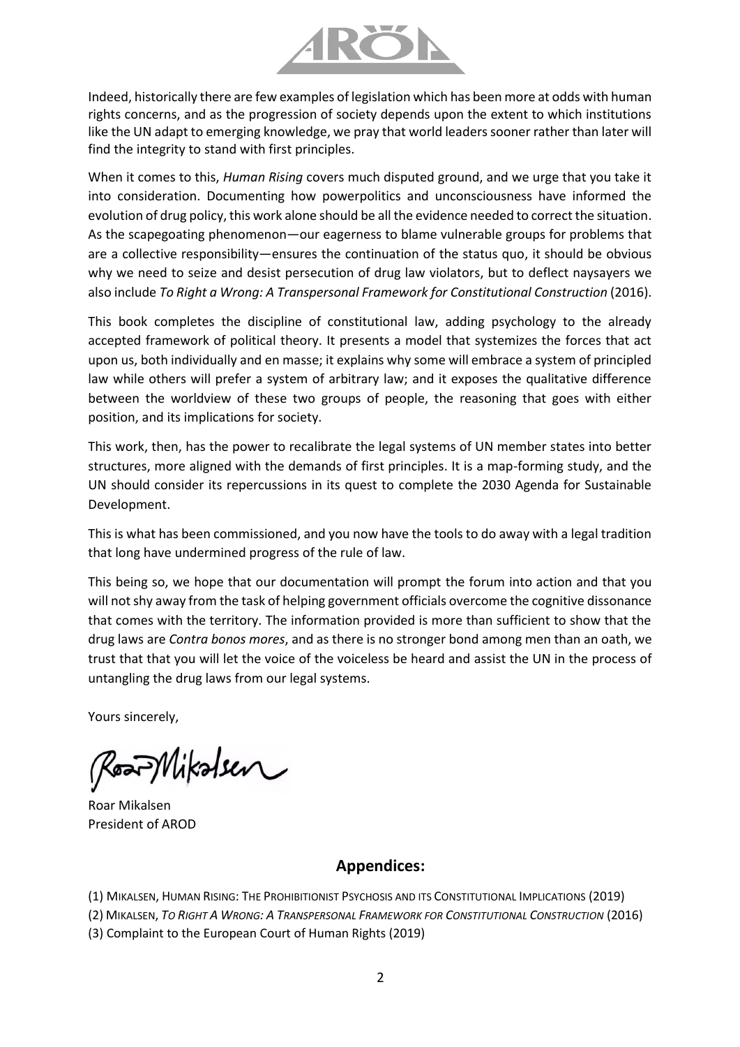Indeed, historically there are few examples of legislation which has been more at odds with human rights concerns, and as the progression of society depends upon the extent to which institutions like the UN adapt to emerging knowledge, we pray that world leaders sooner rather than later will find the integrity to stand with first principles.

When it comes to this, *Human Rising* covers much disputed ground, and we urge that you take it into consideration. Documenting how powerpolitics and unconsciousness have informed the evolution of drug policy, this work alone should be all the evidence needed to correct the situation. As the scapegoating phenomenon—our eagerness to blame vulnerable groups for problems that are a collective responsibility—ensures the continuation of the status quo, it should be obvious why we need to seize and desist persecution of drug law violators, but to deflect naysayers we also include *To Right a Wrong: A Transpersonal Framework for Constitutional Construction* (2016).

This book completes the discipline of constitutional law, adding psychology to the already accepted framework of political theory. It presents a model that systemizes the forces that act upon us, both individually and en masse; it explains why some will embrace a system of principled law while others will prefer a system of arbitrary law; and it exposes the qualitative difference between the worldview of these two groups of people, the reasoning that goes with either position, and its implications for society.

This work, then, has the power to recalibrate the legal systems of UN member states into better structures, more aligned with the demands of first principles. It is a map-forming study, and the UN should consider its repercussions in its quest to complete the 2030 Agenda for Sustainable Development.

This is what has been commissioned, and you now have the tools to do away with a legal tradition that long have undermined progress of the rule of law.

This being so, we hope that our documentation will prompt the forum into action and that you will not shy away from the task of helping government officials overcome the cognitive dissonance that comes with the territory. The information provided is more than sufficient to show that the drug laws are *Contra bonos mores*, and as there is no stronger bond among men than an oath, we trust that that you will let the voice of the voiceless be heard and assist the UN in the process of untangling the drug laws from our legal systems.

Yours sincerely,

Roar Mikalsen
President of AROD

## Appendices:

(1) MIKALSEN, HUMAN RISING: THE PROHIBITIONIST PSYCHOSIS AND ITS CONSTITUTIONAL IMPLICATIONS (2019)
(2) MIKALSEN, *TO RIGHT A WRONG: A TRANSPERSONAL FRAMEWORK FOR CONSTITUTIONAL CONSTRUCTION* (2016)
(3) Complaint to the European Court of Human Rights (2019)